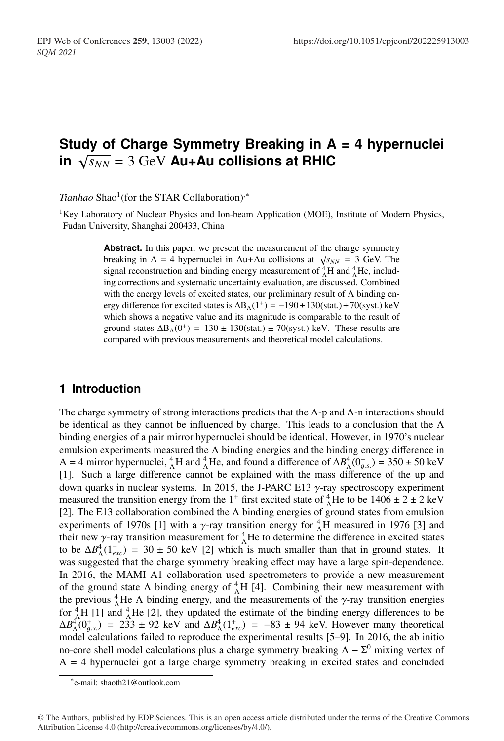# Study of Charge Symmetry Breaking in A = 4 hypernuclei in $\sqrt{s_{NN}} = 3$ GeV Au+Au collisions at RHIC

*Tianhao* Shao[1](for the STAR Collaboration)[*]

[1]Key Laboratory of Nuclear Physics and Ion-beam Application (MOE), Institute of Modern Physics, Fudan University, Shanghai 200433, China

**Abstract.** In this paper, we present the measurement of the charge symmetry breaking in A = 4 hypernuclei in Au+Au collisions at $\sqrt{s_{NN}} = 3$ GeV. The signal reconstruction and binding energy measurement of ${}^4_\Lambda$H and ${}^4_\Lambda$He, including corrections and systematic uncertainty evaluation, are discussed. Combined with the energy levels of excited states, our preliminary result of Λ binding energy difference for excited states is $\Delta B_\Lambda(1^+) = -190 \pm 130(\text{stat.}) \pm 70(\text{syst.})$ keV which shows a negative value and its magnitude is comparable to the result of ground states $\Delta B_\Lambda(0^+) = 130 \pm 130(\text{stat.}) \pm 70(\text{syst.})$ keV. These results are compared with previous measurements and theoretical model calculations.

## 1 Introduction

The charge symmetry of strong interactions predicts that the Λ-p and Λ-n interactions should be identical as they cannot be influenced by charge. This leads to a conclusion that the Λ binding energies of a pair mirror hypernuclei should be identical. However, in 1970's nuclear emulsion experiments measured the Λ binding energies and the binding energy difference in A = 4 mirror hypernuclei, ${}^4_\Lambda$H and ${}^4_\Lambda$He, and found a difference of $\Delta B^4_\Lambda(0^+_{g.s.}) = 350 \pm 50$ keV [1]. Such a large difference cannot be explained with the mass difference of the up and down quarks in nuclear systems. In 2015, the J-PARC E13 $\gamma$-ray spectroscopy experiment measured the transition energy from the $1^+$ first excited state of ${}^4_\Lambda$He to be $1406 \pm 2 \pm 2$ keV [2]. The E13 collaboration combined the Λ binding energies of ground states from emulsion experiments of 1970s [1] with a $\gamma$-ray transition energy for ${}^4_\Lambda$H measured in 1976 [3] and their new $\gamma$-ray transition measurement for ${}^4_\Lambda$He to determine the difference in excited states to be $\Delta B^4_\Lambda(1^+_{exc}) = 30 \pm 50$ keV [2] which is much smaller than that in ground states. It was suggested that the charge symmetry breaking effect may have a large spin-dependence. In 2016, the MAMI A1 collaboration used spectrometers to provide a new measurement of the ground state Λ binding energy of ${}^4_\Lambda$H [4]. Combining their new measurement with the previous ${}^4_\Lambda$He Λ binding energy, and the measurements of the $\gamma$-ray transition energies for ${}^4_\Lambda$H [1] and ${}^4_\Lambda$He [2], they updated the estimate of the binding energy differences to be $\Delta B^4_\Lambda(0^+_{g.s.}) = 233 \pm 92$ keV and $\Delta B^4_\Lambda(1^+_{exc}) = -83 \pm 94$ keV. However many theoretical model calculations failed to reproduce the experimental results [5–9]. In 2016, the ab initio no-core shell model calculations plus a charge symmetry breaking $\Lambda - \Sigma^0$ mixing vertex of A = 4 hypernuclei got a large charge symmetry breaking in excited states and concluded

[*]e-mail: shaoth21@outlook.com

© The Authors, published by EDP Sciences. This is an open access article distributed under the terms of the Creative Commons Attribution License 4.0 (http://creativecommons.org/licenses/by/4.0/).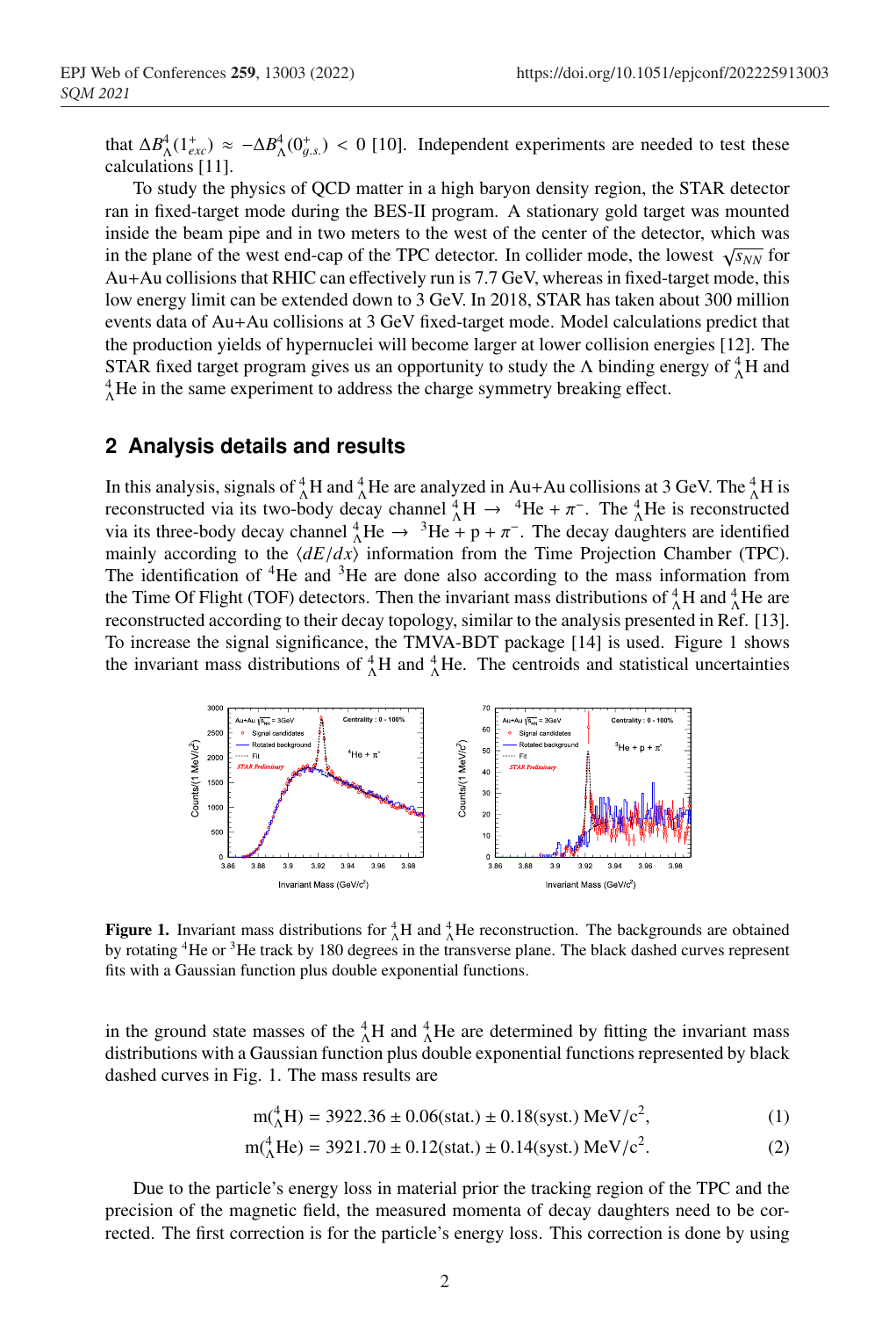that $\Delta B_{\Lambda}^{4}(1^{+}_{exc}) \approx -\Delta B_{\Lambda}^{4}(0^{+}_{g.s.}) < 0$ [10]. Independent experiments are needed to test these calculations [11].

To study the physics of QCD matter in a high baryon density region, the STAR detector ran in fixed-target mode during the BES-II program. A stationary gold target was mounted inside the beam pipe and in two meters to the west of the center of the detector, which was in the plane of the west end-cap of the TPC detector. In collider mode, the lowest $\sqrt{s_{NN}}$ for Au+Au collisions that RHIC can effectively run is 7.7 GeV, whereas in fixed-target mode, this low energy limit can be extended down to 3 GeV. In 2018, STAR has taken about 300 million events data of Au+Au collisions at 3 GeV fixed-target mode. Model calculations predict that the production yields of hypernuclei will become larger at lower collision energies [12]. The STAR fixed target program gives us an opportunity to study the $\Lambda$ binding energy of ${}^{4}_{\Lambda}$H and ${}^{4}_{\Lambda}$He in the same experiment to address the charge symmetry breaking effect.

## 2 Analysis details and results

In this analysis, signals of ${}^{4}_{\Lambda}$H and ${}^{4}_{\Lambda}$He are analyzed in Au+Au collisions at 3 GeV. The ${}^{4}_{\Lambda}$H is reconstructed via its two-body decay channel ${}^{4}_{\Lambda}\mathrm{H} \rightarrow {}^{4}\mathrm{He} + \pi^{-}$. The ${}^{4}_{\Lambda}$He is reconstructed via its three-body decay channel ${}^{4}_{\Lambda}\mathrm{He} \rightarrow {}^{3}\mathrm{He} + \mathrm{p} + \pi^{-}$. The decay daughters are identified mainly according to the $\langle dE/dx \rangle$ information from the Time Projection Chamber (TPC). The identification of $^{4}$He and $^{3}$He are done also according to the mass information from the Time Of Flight (TOF) detectors. Then the invariant mass distributions of ${}^{4}_{\Lambda}$H and ${}^{4}_{\Lambda}$He are reconstructed according to their decay topology, similar to the analysis presented in Ref. [13]. To increase the signal significance, the TMVA-BDT package [14] is used. Figure 1 shows the invariant mass distributions of ${}^{4}_{\Lambda}$H and ${}^{4}_{\Lambda}$He. The centroids and statistical uncertainties

**Figure 1.** Invariant mass distributions for ${}^{4}_{\Lambda}$H and ${}^{4}_{\Lambda}$He reconstruction. The backgrounds are obtained by rotating $^{4}$He or $^{3}$He track by 180 degrees in the transverse plane. The black dashed curves represent fits with a Gaussian function plus double exponential functions.

in the ground state masses of the ${}^{4}_{\Lambda}$H and ${}^{4}_{\Lambda}$He are determined by fitting the invariant mass distributions with a Gaussian function plus double exponential functions represented by black dashed curves in Fig. 1. The mass results are

$$\mathrm{m}({}^{4}_{\Lambda}\mathrm{H}) = 3922.36 \pm 0.06(\mathrm{stat.}) \pm 0.18(\mathrm{syst.})\ \mathrm{MeV/c^{2}}, \tag{1}$$

$$\mathrm{m}({}^{4}_{\Lambda}\mathrm{He}) = 3921.70 \pm 0.12(\mathrm{stat.}) \pm 0.14(\mathrm{syst.})\ \mathrm{MeV/c^{2}}. \tag{2}$$

Due to the particle's energy loss in material prior the tracking region of the TPC and the precision of the magnetic field, the measured momenta of decay daughters need to be corrected. The first correction is for the particle's energy loss. This correction is done by using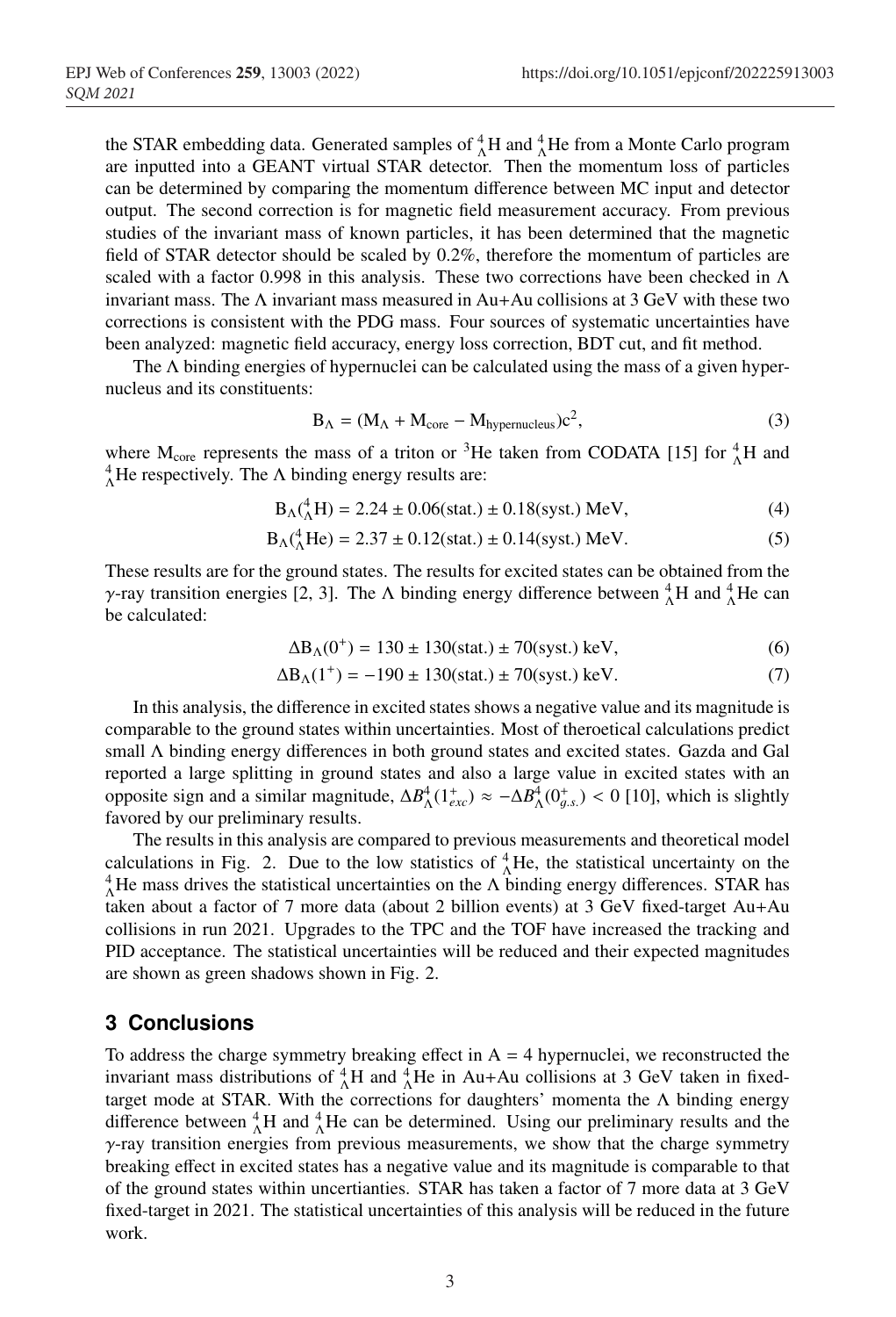the STAR embedding data. Generated samples of ${}^{4}_{\Lambda}$H and ${}^{4}_{\Lambda}$He from a Monte Carlo program are inputted into a GEANT virtual STAR detector. Then the momentum loss of particles can be determined by comparing the momentum difference between MC input and detector output. The second correction is for magnetic field measurement accuracy. From previous studies of the invariant mass of known particles, it has been determined that the magnetic field of STAR detector should be scaled by 0.2%, therefore the momentum of particles are scaled with a factor 0.998 in this analysis. These two corrections have been checked in Λ invariant mass. The Λ invariant mass measured in Au+Au collisions at 3 GeV with these two corrections is consistent with the PDG mass. Four sources of systematic uncertainties have been analyzed: magnetic field accuracy, energy loss correction, BDT cut, and fit method.

The Λ binding energies of hypernuclei can be calculated using the mass of a given hypernucleus and its constituents:

$$\mathrm{B}_{\Lambda} = (\mathrm{M}_{\Lambda} + \mathrm{M}_{\mathrm{core}} - \mathrm{M}_{\mathrm{hypernucleus}})\mathrm{c}^2, \tag{3}$$

where $\mathrm{M}_{\mathrm{core}}$ represents the mass of a triton or ${}^{3}$He taken from CODATA [15] for ${}^{4}_{\Lambda}$H and ${}^{4}_{\Lambda}$He respectively. The Λ binding energy results are:

$$\mathrm{B}_{\Lambda}({}^{4}_{\Lambda}\mathrm{H}) = 2.24 \pm 0.06(\mathrm{stat.}) \pm 0.18(\mathrm{syst.})\ \mathrm{MeV}, \tag{4}$$

$$\mathrm{B}_{\Lambda}({}^{4}_{\Lambda}\mathrm{He}) = 2.37 \pm 0.12(\mathrm{stat.}) \pm 0.14(\mathrm{syst.})\ \mathrm{MeV}. \tag{5}$$

These results are for the ground states. The results for excited states can be obtained from the $\gamma$-ray transition energies [2, 3]. The Λ binding energy difference between ${}^{4}_{\Lambda}$H and ${}^{4}_{\Lambda}$He can be calculated:

$$\Delta\mathrm{B}_{\Lambda}(0^{+}) = 130 \pm 130(\mathrm{stat.}) \pm 70(\mathrm{syst.})\ \mathrm{keV}, \tag{6}$$

$$\Delta\mathrm{B}_{\Lambda}(1^{+}) = -190 \pm 130(\mathrm{stat.}) \pm 70(\mathrm{syst.})\ \mathrm{keV}. \tag{7}$$

In this analysis, the difference in excited states shows a negative value and its magnitude is comparable to the ground states within uncertainties. Most of theroetical calculations predict small Λ binding energy differences in both ground states and excited states. Gazda and Gal reported a large splitting in ground states and also a large value in excited states with an opposite sign and a similar magnitude, $\Delta B^{4}_{\Lambda}(1^{+}_{exc}) \approx -\Delta B^{4}_{\Lambda}(0^{+}_{g.s.}) < 0$ [10], which is slightly favored by our preliminary results.

The results in this analysis are compared to previous measurements and theoretical model calculations in Fig. 2. Due to the low statistics of ${}^{4}_{\Lambda}$He, the statistical uncertainty on the ${}^{4}_{\Lambda}$He mass drives the statistical uncertainties on the Λ binding energy differences. STAR has taken about a factor of 7 more data (about 2 billion events) at 3 GeV fixed-target Au+Au collisions in run 2021. Upgrades to the TPC and the TOF have increased the tracking and PID acceptance. The statistical uncertainties will be reduced and their expected magnitudes are shown as green shadows shown in Fig. 2.

## 3 Conclusions

To address the charge symmetry breaking effect in A = 4 hypernuclei, we reconstructed the invariant mass distributions of ${}^{4}_{\Lambda}$H and ${}^{4}_{\Lambda}$He in Au+Au collisions at 3 GeV taken in fixed-target mode at STAR. With the corrections for daughters' momenta the Λ binding energy difference between ${}^{4}_{\Lambda}$H and ${}^{4}_{\Lambda}$He can be determined. Using our preliminary results and the $\gamma$-ray transition energies from previous measurements, we show that the charge symmetry breaking effect in excited states has a negative value and its magnitude is comparable to that of the ground states within uncertianties. STAR has taken a factor of 7 more data at 3 GeV fixed-target in 2021. The statistical uncertainties of this analysis will be reduced in the future work.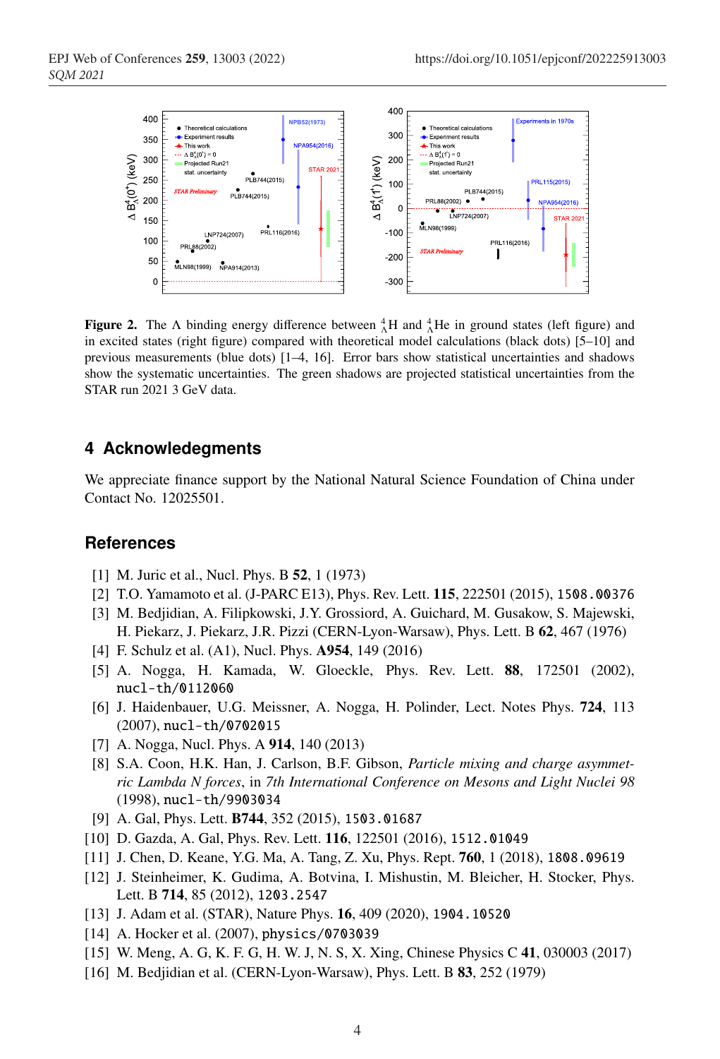400
350
300
250
200
150
100
50
0

$\Delta B^4_\Lambda(0^+)$ (keV)

Theoretical calculations
Experiment results
This work
$\Delta B^4_\Lambda(0^+) = 0$
Projected Run21 stat. uncertainty

STAR Preliminary

NPB52(1973)
NPA954(2016)
STAR 2021
PLB744(2015)
PLB744(2015)
LNP724(2007)
PRL116(2016)
PRL88(2002)
MLN98(1999)
NPA914(2013)

400
300
200
100
0
-100
-200
-300

$\Delta B^4_\Lambda(1^+)$ (keV)

Theoretical calculations
Experiment results
This work
$\Delta B^4_\Lambda(1^+) = 0$
Projected Run21 stat. uncertainty

Experiments in 1970s
PRL115(2015)
PLB744(2015)
PRL88(2002)
NPA954(2016)
LNP724(2007)
STAR 2021
MLN98(1999)
PRL116(2016)
STAR Preliminary

**Figure 2.** The $\Lambda$ binding energy difference between ${}^4_\Lambda$H and ${}^4_\Lambda$He in ground states (left figure) and in excited states (right figure) compared with theoretical model calculations (black dots) [5–10] and previous measurements (blue dots) [1–4, 16]. Error bars show statistical uncertainties and shadows show the systematic uncertainties. The green shadows are projected statistical uncertainties from the STAR run 2021 3 GeV data.

## 4 Acknowledegments

We appreciate finance support by the National Natural Science Foundation of China under Contact No. 12025501.

## References

[1] M. Juric et al., Nucl. Phys. B **52**, 1 (1973)

[2] T.O. Yamamoto et al. (J-PARC E13), Phys. Rev. Lett. **115**, 222501 (2015), 1508.00376

[3] M. Bedjidian, A. Filipkowski, J.Y. Grossiord, A. Guichard, M. Gusakow, S. Majewski, H. Piekarz, J. Piekarz, J.R. Pizzi (CERN-Lyon-Warsaw), Phys. Lett. B **62**, 467 (1976)

[4] F. Schulz et al. (A1), Nucl. Phys. **A954**, 149 (2016)

[5] A. Nogga, H. Kamada, W. Gloeckle, Phys. Rev. Lett. **88**, 172501 (2002), nucl-th/0112060

[6] J. Haidenbauer, U.G. Meissner, A. Nogga, H. Polinder, Lect. Notes Phys. **724**, 113 (2007), nucl-th/0702015

[7] A. Nogga, Nucl. Phys. A **914**, 140 (2013)

[8] S.A. Coon, H.K. Han, J. Carlson, B.F. Gibson, *Particle mixing and charge asymmetric Lambda N forces*, in *7th International Conference on Mesons and Light Nuclei 98* (1998), nucl-th/9903034

[9] A. Gal, Phys. Lett. **B744**, 352 (2015), 1503.01687

[10] D. Gazda, A. Gal, Phys. Rev. Lett. **116**, 122501 (2016), 1512.01049

[11] J. Chen, D. Keane, Y.G. Ma, A. Tang, Z. Xu, Phys. Rept. **760**, 1 (2018), 1808.09619

[12] J. Steinheimer, K. Gudima, A. Botvina, I. Mishustin, M. Bleicher, H. Stocker, Phys. Lett. B **714**, 85 (2012), 1203.2547

[13] J. Adam et al. (STAR), Nature Phys. **16**, 409 (2020), 1904.10520

[14] A. Hocker et al. (2007), physics/0703039

[15] W. Meng, A. G, K. F. G, H. W. J, N. S, X. Xing, Chinese Physics C **41**, 030003 (2017)

[16] M. Bedjidian et al. (CERN-Lyon-Warsaw), Phys. Lett. B **83**, 252 (1979)